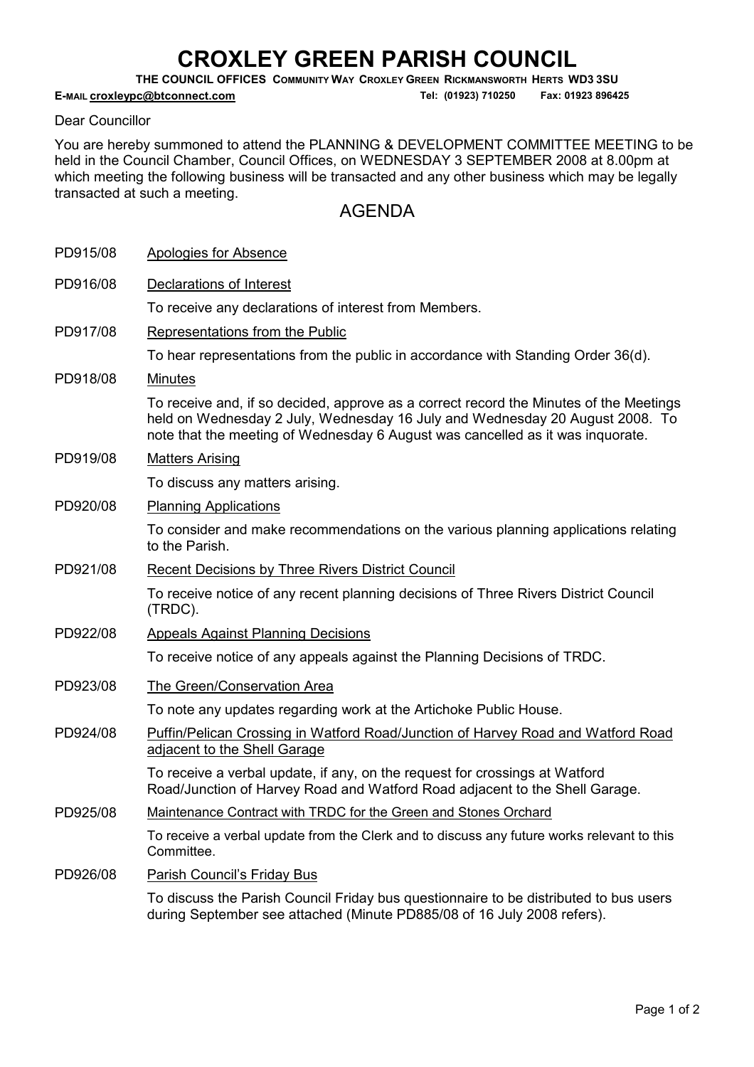# CROXLEY GREEN PARISH COUNCIL

**THE COUNCIL OFFICES COMMUNITY WAY CROXLEY GREEN RICKMANSWORTH HERTS WD3 3SU**

**E-MAIL croxleypc@btconnect.com** **Tel: (01923) 710250 Fax: 01923 896425**

Dear Councillor

You are hereby summoned to attend the PLANNING & DEVELOPMENT COMMITTEE MEETING to be held in the Council Chamber, Council Offices, on WEDNESDAY 3 SEPTEMBER 2008 at 8.00pm at which meeting the following business will be transacted and any other business which may be legally transacted at such a meeting.

## AGENDA

PD915/08 Apologies for Absence

PD916/08 Declarations of Interest

To receive any declarations of interest from Members.

PD917/08 Representations from the Public

To hear representations from the public in accordance with Standing Order 36(d).

PD918/08 Minutes

To receive and, if so decided, approve as a correct record the Minutes of the Meetings held on Wednesday 2 July, Wednesday 16 July and Wednesday 20 August 2008. To note that the meeting of Wednesday 6 August was cancelled as it was inquorate.

PD919/08 Matters Arising

To discuss any matters arising.

PD920/08 Planning Applications

To consider and make recommendations on the various planning applications relating to the Parish.

PD921/08 Recent Decisions by Three Rivers District Council

To receive notice of any recent planning decisions of Three Rivers District Council (TRDC).

PD922/08 Appeals Against Planning Decisions

To receive notice of any appeals against the Planning Decisions of TRDC.

PD923/08 The Green/Conservation Area

To note any updates regarding work at the Artichoke Public House.

PD924/08 Puffin/Pelican Crossing in Watford Road/Junction of Harvey Road and Watford Road adjacent to the Shell Garage

To receive a verbal update, if any, on the request for crossings at Watford Road/Junction of Harvey Road and Watford Road adjacent to the Shell Garage.

PD925/08 Maintenance Contract with TRDC for the Green and Stones Orchard

To receive a verbal update from the Clerk and to discuss any future works relevant to this Committee.

PD926/08 Parish Council's Friday Bus

To discuss the Parish Council Friday bus questionnaire to be distributed to bus users during September see attached (Minute PD885/08 of 16 July 2008 refers).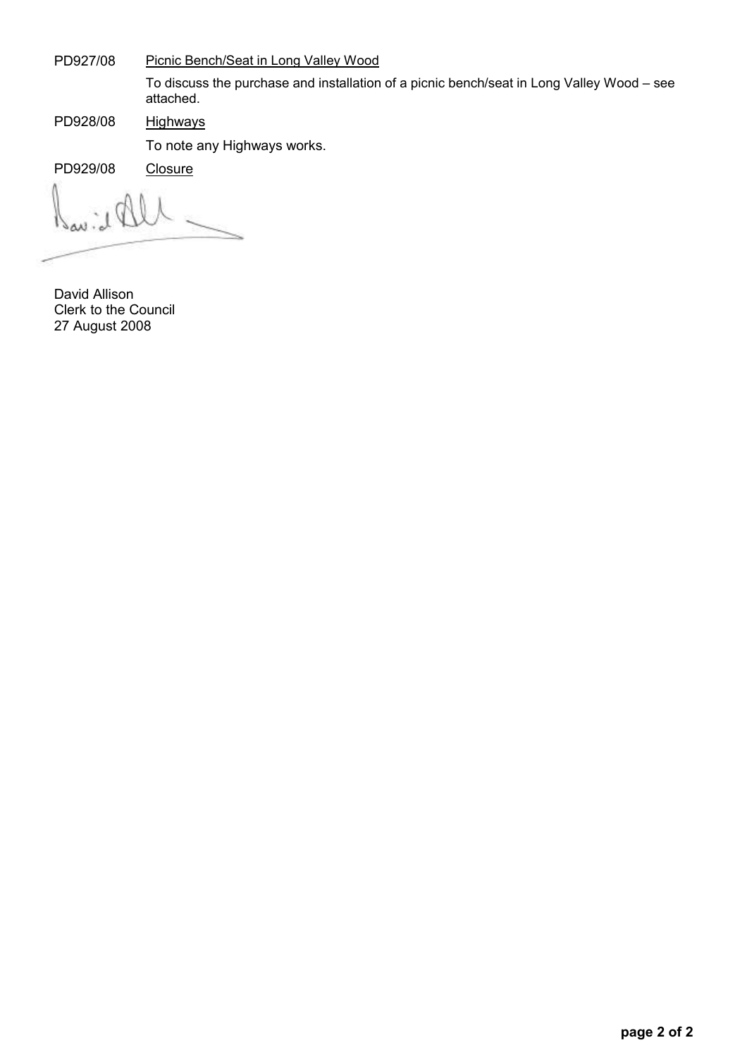PD927/08 Picnic Bench/Seat in Long Valley Wood

To discuss the purchase and installation of a picnic bench/seat in Long Valley Wood – see attached.

PD928/08 Highways

To note any Highways works.

PD929/08 Closure

David Allison
Clerk to the Council
27 August 2008